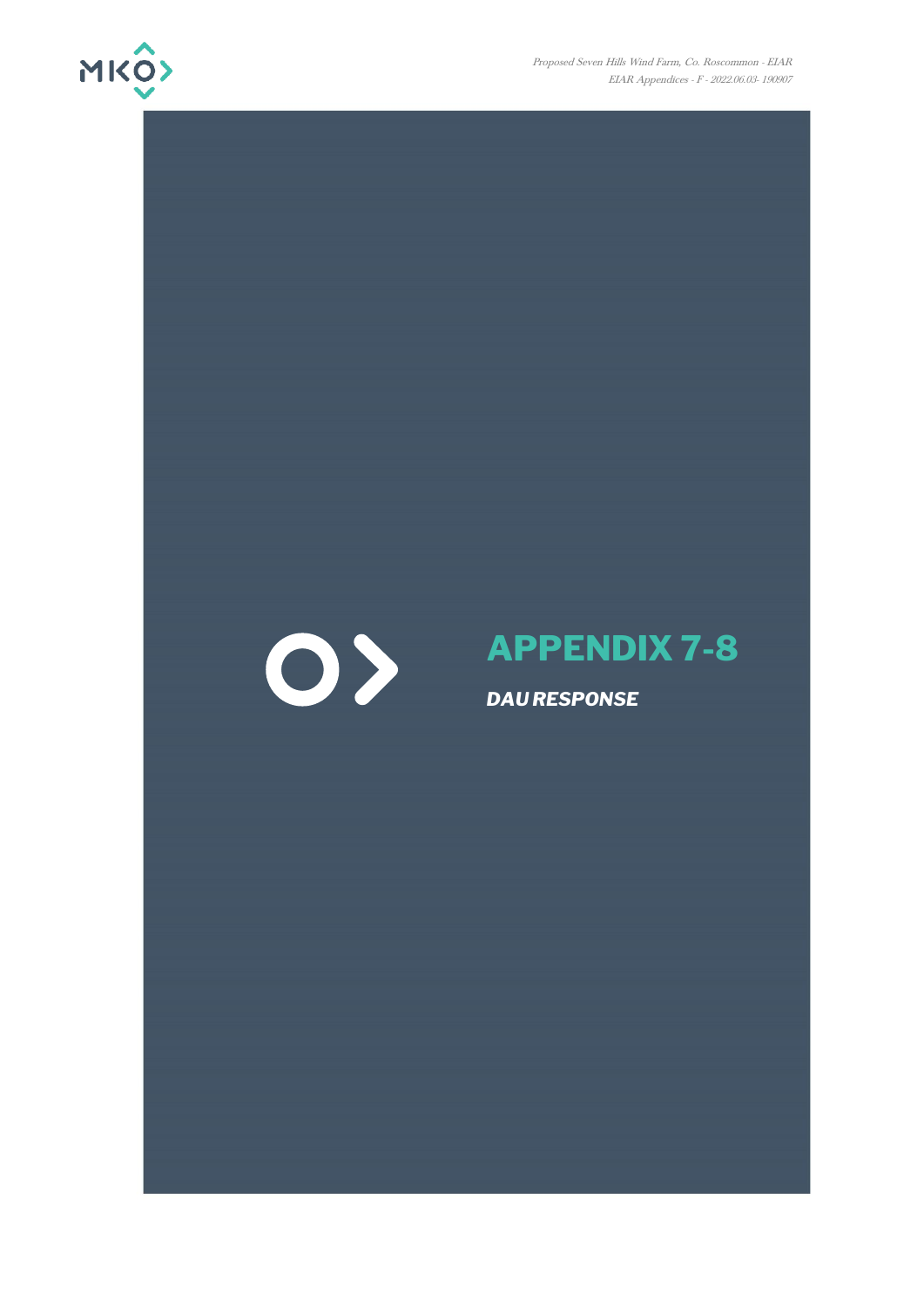# APPENDIX 7-8

***DAU RESPONSE***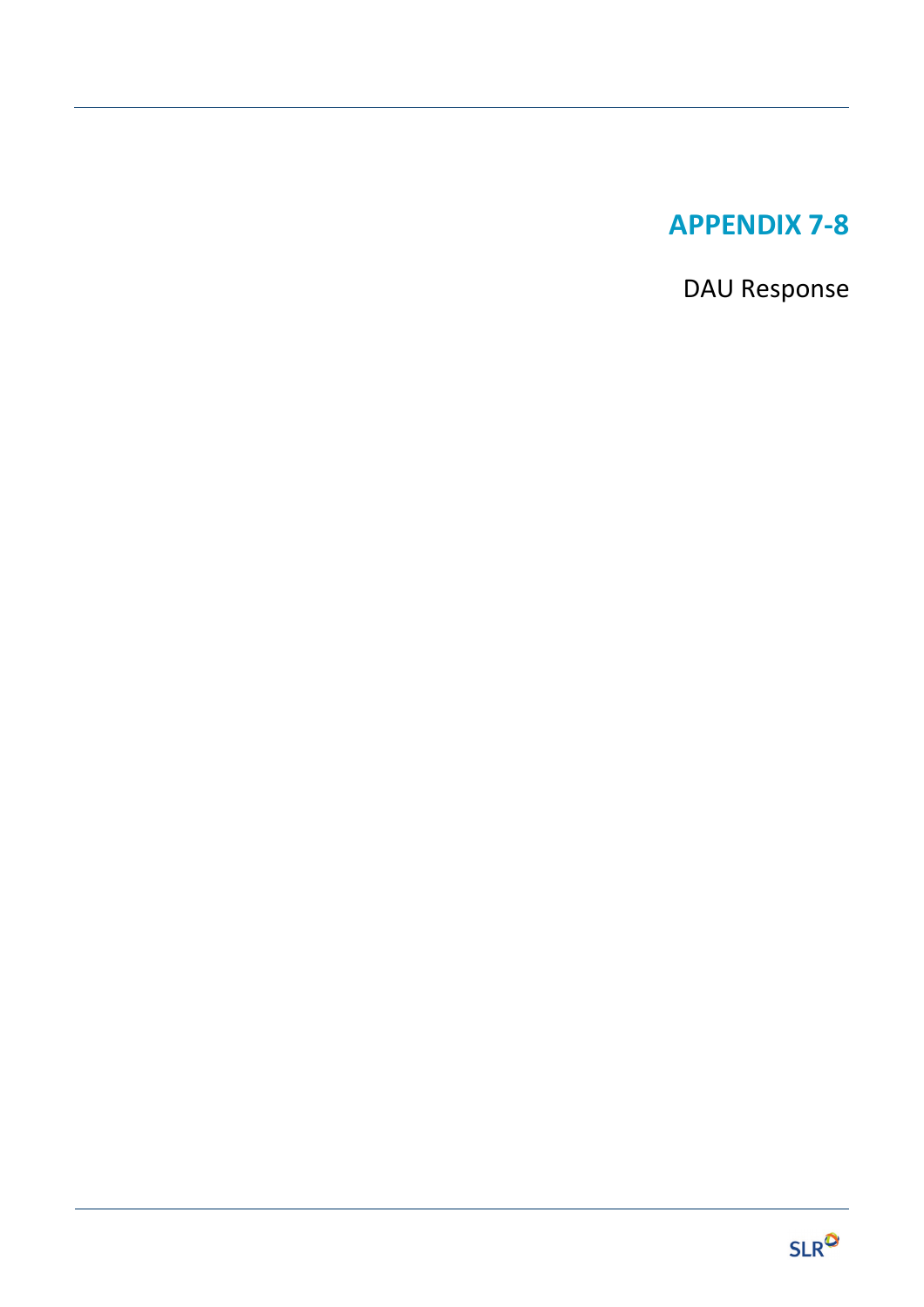# APPENDIX 7-8

DAU Response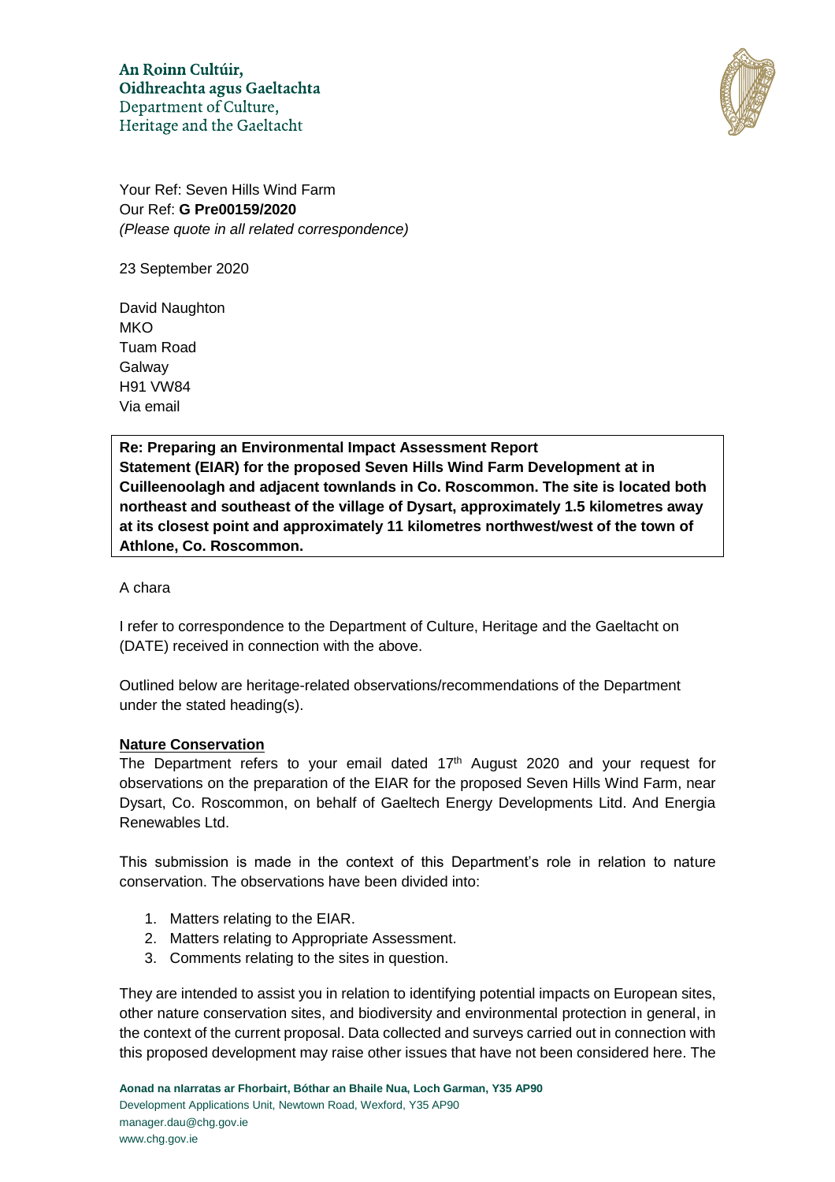An Roinn Cultúir,
Oidhreachta agus Gaeltachta
Department of Culture,
Heritage and the Gaeltacht

Your Ref: Seven Hills Wind Farm
Our Ref: **G Pre00159/2020**
*(Please quote in all related correspondence)*

23 September 2020

David Naughton
MKO
Tuam Road
Galway
H91 VW84
Via email

**Re: Preparing an Environmental Impact Assessment Report Statement (EIAR) for the proposed Seven Hills Wind Farm Development at in Cuilleenoolagh and adjacent townlands in Co. Roscommon. The site is located both northeast and southeast of the village of Dysart, approximately 1.5 kilometres away at its closest point and approximately 11 kilometres northwest/west of the town of Athlone, Co. Roscommon.**

A chara

I refer to correspondence to the Department of Culture, Heritage and the Gaeltacht on (DATE) received in connection with the above.

Outlined below are heritage-related observations/recommendations of the Department under the stated heading(s).

## Nature Conservation

The Department refers to your email dated 17th August 2020 and your request for observations on the preparation of the EIAR for the proposed Seven Hills Wind Farm, near Dysart, Co. Roscommon, on behalf of Gaeltech Energy Developments Ltd. And Energia Renewables Ltd.

This submission is made in the context of this Department's role in relation to nature conservation. The observations have been divided into:

1. Matters relating to the EIAR.
2. Matters relating to Appropriate Assessment.
3. Comments relating to the sites in question.

They are intended to assist you in relation to identifying potential impacts on European sites, other nature conservation sites, and biodiversity and environmental protection in general, in the context of the current proposal. Data collected and surveys carried out in connection with this proposed development may raise other issues that have not been considered here. The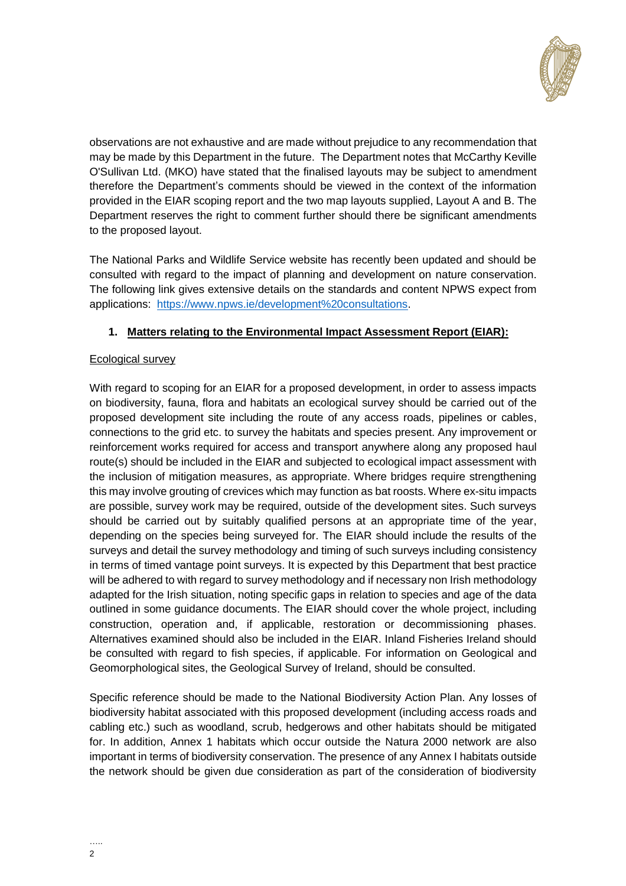observations are not exhaustive and are made without prejudice to any recommendation that may be made by this Department in the future. The Department notes that McCarthy Keville O'Sullivan Ltd. (MKO) have stated that the finalised layouts may be subject to amendment therefore the Department's comments should be viewed in the context of the information provided in the EIAR scoping report and the two map layouts supplied, Layout A and B. The Department reserves the right to comment further should there be significant amendments to the proposed layout.

The National Parks and Wildlife Service website has recently been updated and should be consulted with regard to the impact of planning and development on nature conservation. The following link gives extensive details on the standards and content NPWS expect from applications: [https://www.npws.ie/development%20consultations](https://www.npws.ie/development%20consultations).

## 1. Matters relating to the Environmental Impact Assessment Report (EIAR):

### Ecological survey

With regard to scoping for an EIAR for a proposed development, in order to assess impacts on biodiversity, fauna, flora and habitats an ecological survey should be carried out of the proposed development site including the route of any access roads, pipelines or cables, connections to the grid etc. to survey the habitats and species present. Any improvement or reinforcement works required for access and transport anywhere along any proposed haul route(s) should be included in the EIAR and subjected to ecological impact assessment with the inclusion of mitigation measures, as appropriate. Where bridges require strengthening this may involve grouting of crevices which may function as bat roosts. Where ex-situ impacts are possible, survey work may be required, outside of the development sites. Such surveys should be carried out by suitably qualified persons at an appropriate time of the year, depending on the species being surveyed for. The EIAR should include the results of the surveys and detail the survey methodology and timing of such surveys including consistency in terms of timed vantage point surveys. It is expected by this Department that best practice will be adhered to with regard to survey methodology and if necessary non Irish methodology adapted for the Irish situation, noting specific gaps in relation to species and age of the data outlined in some guidance documents. The EIAR should cover the whole project, including construction, operation and, if applicable, restoration or decommissioning phases. Alternatives examined should also be included in the EIAR. Inland Fisheries Ireland should be consulted with regard to fish species, if applicable. For information on Geological and Geomorphological sites, the Geological Survey of Ireland, should be consulted.

Specific reference should be made to the National Biodiversity Action Plan. Any losses of biodiversity habitat associated with this proposed development (including access roads and cabling etc.) such as woodland, scrub, hedgerows and other habitats should be mitigated for. In addition, Annex 1 habitats which occur outside the Natura 2000 network are also important in terms of biodiversity conservation. The presence of any Annex I habitats outside the network should be given due consideration as part of the consideration of biodiversity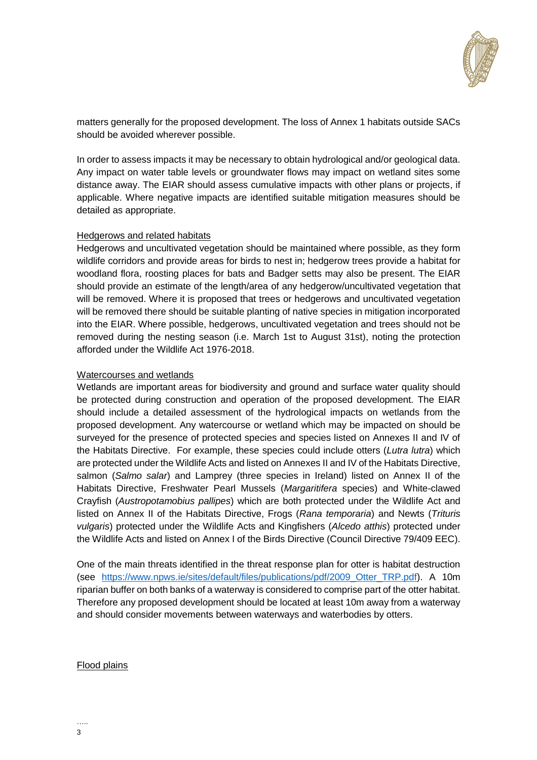matters generally for the proposed development. The loss of Annex 1 habitats outside SACs should be avoided wherever possible.

In order to assess impacts it may be necessary to obtain hydrological and/or geological data. Any impact on water table levels or groundwater flows may impact on wetland sites some distance away. The EIAR should assess cumulative impacts with other plans or projects, if applicable. Where negative impacts are identified suitable mitigation measures should be detailed as appropriate.

<u>Hedgerows and related habitats</u>

Hedgerows and uncultivated vegetation should be maintained where possible, as they form wildlife corridors and provide areas for birds to nest in; hedgerow trees provide a habitat for woodland flora, roosting places for bats and Badger setts may also be present. The EIAR should provide an estimate of the length/area of any hedgerow/uncultivated vegetation that will be removed. Where it is proposed that trees or hedgerows and uncultivated vegetation will be removed there should be suitable planting of native species in mitigation incorporated into the EIAR. Where possible, hedgerows, uncultivated vegetation and trees should not be removed during the nesting season (i.e. March 1st to August 31st), noting the protection afforded under the Wildlife Act 1976-2018.

<u>Watercourses and wetlands</u>

Wetlands are important areas for biodiversity and ground and surface water quality should be protected during construction and operation of the proposed development. The EIAR should include a detailed assessment of the hydrological impacts on wetlands from the proposed development. Any watercourse or wetland which may be impacted on should be surveyed for the presence of protected species and species listed on Annexes II and IV of the Habitats Directive. For example, these species could include otters (*Lutra lutra*) which are protected under the Wildlife Acts and listed on Annexes II and IV of the Habitats Directive, salmon (*Salmo salar*) and Lamprey (three species in Ireland) listed on Annex II of the Habitats Directive, Freshwater Pearl Mussels (*Margaritifera* species) and White-clawed Crayfish (*Austropotamobius pallipes*) which are both protected under the Wildlife Act and listed on Annex II of the Habitats Directive, Frogs (*Rana temporaria*) and Newts (*Trituris vulgaris*) protected under the Wildlife Acts and Kingfishers (*Alcedo atthis*) protected under the Wildlife Acts and listed on Annex I of the Birds Directive (Council Directive 79/409 EEC).

One of the main threats identified in the threat response plan for otter is habitat destruction (see https://www.npws.ie/sites/default/files/publications/pdf/2009_Otter_TRP.pdf). A 10m riparian buffer on both banks of a waterway is considered to comprise part of the otter habitat. Therefore any proposed development should be located at least 10m away from a waterway and should consider movements between waterways and waterbodies by otters.

<u>Flood plains</u>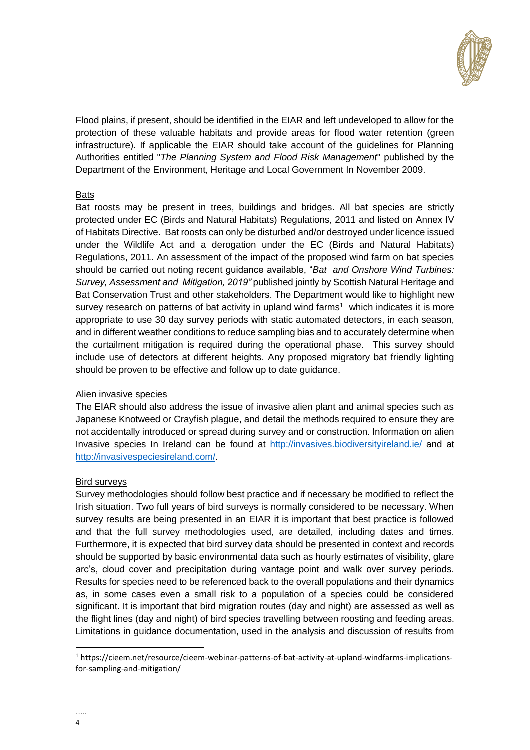Flood plains, if present, should be identified in the EIAR and left undeveloped to allow for the protection of these valuable habitats and provide areas for flood water retention (green infrastructure). If applicable the EIAR should take account of the guidelines for Planning Authorities entitled "*The Planning System and Flood Risk Management*" published by the Department of the Environment, Heritage and Local Government In November 2009.

Bats

Bat roosts may be present in trees, buildings and bridges. All bat species are strictly protected under EC (Birds and Natural Habitats) Regulations, 2011 and listed on Annex IV of Habitats Directive. Bat roosts can only be disturbed and/or destroyed under licence issued under the Wildlife Act and a derogation under the EC (Birds and Natural Habitats) Regulations, 2011. An assessment of the impact of the proposed wind farm on bat species should be carried out noting recent guidance available, "*Bat and Onshore Wind Turbines: Survey, Assessment and Mitigation, 2019"* published jointly by Scottish Natural Heritage and Bat Conservation Trust and other stakeholders. The Department would like to highlight new survey research on patterns of bat activity in upland wind farms[1] which indicates it is more appropriate to use 30 day survey periods with static automated detectors, in each season, and in different weather conditions to reduce sampling bias and to accurately determine when the curtailment mitigation is required during the operational phase. This survey should include use of detectors at different heights. Any proposed migratory bat friendly lighting should be proven to be effective and follow up to date guidance.

Alien invasive species

The EIAR should also address the issue of invasive alien plant and animal species such as Japanese Knotweed or Crayfish plague, and detail the methods required to ensure they are not accidentally introduced or spread during survey and or construction. Information on alien Invasive species In Ireland can be found at http://invasives.biodiversityireland.ie/ and at http://invasivespeciesireland.com/.

Bird surveys

Survey methodologies should follow best practice and if necessary be modified to reflect the Irish situation. Two full years of bird surveys is normally considered to be necessary. When survey results are being presented in an EIAR it is important that best practice is followed and that the full survey methodologies used, are detailed, including dates and times. Furthermore, it is expected that bird survey data should be presented in context and records should be supported by basic environmental data such as hourly estimates of visibility, glare arc's, cloud cover and precipitation during vantage point and walk over survey periods. Results for species need to be referenced back to the overall populations and their dynamics as, in some cases even a small risk to a population of a species could be considered significant. It is important that bird migration routes (day and night) are assessed as well as the flight lines (day and night) of bird species travelling between roosting and feeding areas. Limitations in guidance documentation, used in the analysis and discussion of results from

[1] https://cieem.net/resource/cieem-webinar-patterns-of-bat-activity-at-upland-windfarms-implications-for-sampling-and-mitigation/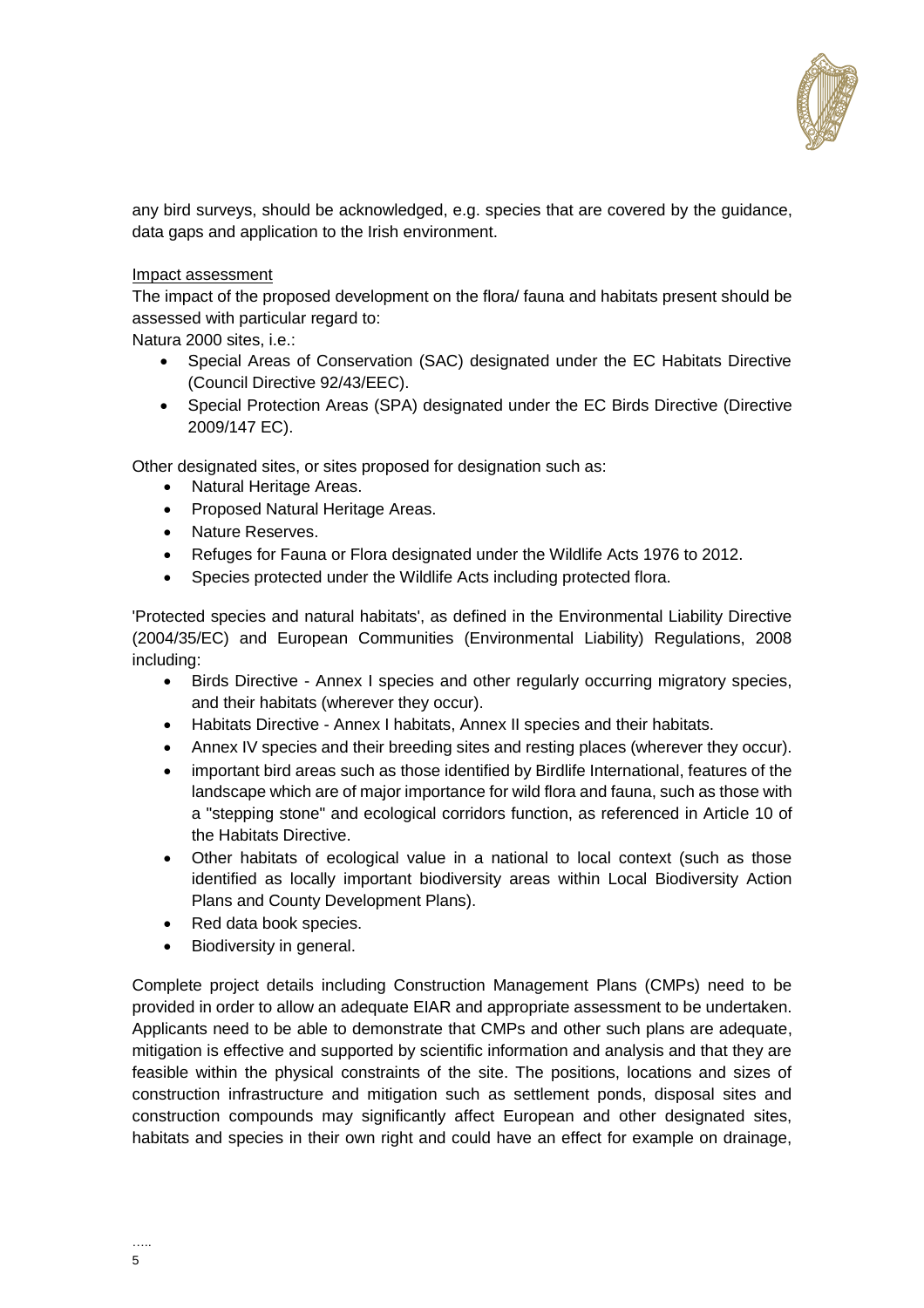any bird surveys, should be acknowledged, e.g. species that are covered by the guidance, data gaps and application to the Irish environment.

Impact assessment

The impact of the proposed development on the flora/ fauna and habitats present should be assessed with particular regard to:

Natura 2000 sites, i.e.:

- Special Areas of Conservation (SAC) designated under the EC Habitats Directive (Council Directive 92/43/EEC).
- Special Protection Areas (SPA) designated under the EC Birds Directive (Directive 2009/147 EC).

Other designated sites, or sites proposed for designation such as:

- Natural Heritage Areas.
- Proposed Natural Heritage Areas.
- Nature Reserves.
- Refuges for Fauna or Flora designated under the Wildlife Acts 1976 to 2012.
- Species protected under the Wildlife Acts including protected flora.

'Protected species and natural habitats', as defined in the Environmental Liability Directive (2004/35/EC) and European Communities (Environmental Liability) Regulations, 2008 including:

- Birds Directive - Annex I species and other regularly occurring migratory species, and their habitats (wherever they occur).
- Habitats Directive - Annex I habitats, Annex II species and their habitats.
- Annex IV species and their breeding sites and resting places (wherever they occur).
- important bird areas such as those identified by Birdlife International, features of the landscape which are of major importance for wild flora and fauna, such as those with a "stepping stone" and ecological corridors function, as referenced in Article 10 of the Habitats Directive.
- Other habitats of ecological value in a national to local context (such as those identified as locally important biodiversity areas within Local Biodiversity Action Plans and County Development Plans).
- Red data book species.
- Biodiversity in general.

Complete project details including Construction Management Plans (CMPs) need to be provided in order to allow an adequate EIAR and appropriate assessment to be undertaken. Applicants need to be able to demonstrate that CMPs and other such plans are adequate, mitigation is effective and supported by scientific information and analysis and that they are feasible within the physical constraints of the site. The positions, locations and sizes of construction infrastructure and mitigation such as settlement ponds, disposal sites and construction compounds may significantly affect European and other designated sites, habitats and species in their own right and could have an effect for example on drainage,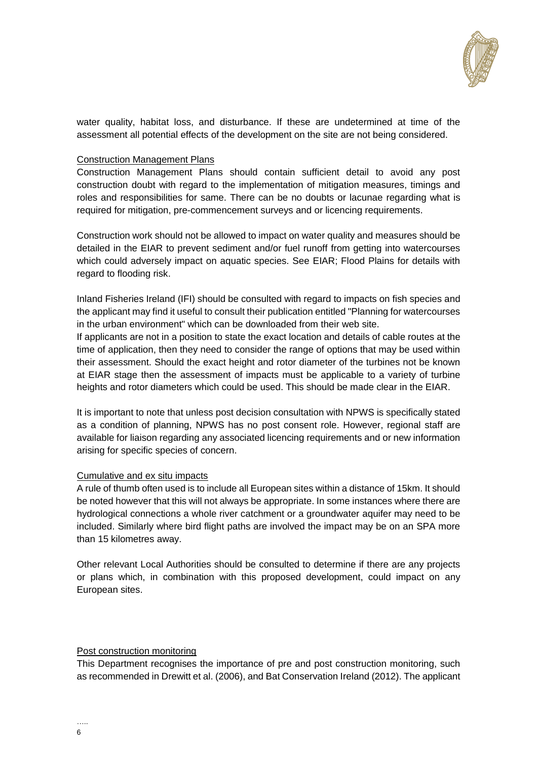water quality, habitat loss, and disturbance. If these are undetermined at time of the assessment all potential effects of the development on the site are not being considered.

Construction Management Plans

Construction Management Plans should contain sufficient detail to avoid any post construction doubt with regard to the implementation of mitigation measures, timings and roles and responsibilities for same. There can be no doubts or lacunae regarding what is required for mitigation, pre-commencement surveys and or licencing requirements.

Construction work should not be allowed to impact on water quality and measures should be detailed in the EIAR to prevent sediment and/or fuel runoff from getting into watercourses which could adversely impact on aquatic species. See EIAR; Flood Plains for details with regard to flooding risk.

Inland Fisheries Ireland (IFI) should be consulted with regard to impacts on fish species and the applicant may find it useful to consult their publication entitled "Planning for watercourses in the urban environment" which can be downloaded from their web site.
If applicants are not in a position to state the exact location and details of cable routes at the time of application, then they need to consider the range of options that may be used within their assessment. Should the exact height and rotor diameter of the turbines not be known at EIAR stage then the assessment of impacts must be applicable to a variety of turbine heights and rotor diameters which could be used. This should be made clear in the EIAR.

It is important to note that unless post decision consultation with NPWS is specifically stated as a condition of planning, NPWS has no post consent role. However, regional staff are available for liaison regarding any associated licencing requirements and or new information arising for specific species of concern.

Cumulative and ex situ impacts

A rule of thumb often used is to include all European sites within a distance of 15km. It should be noted however that this will not always be appropriate. In some instances where there are hydrological connections a whole river catchment or a groundwater aquifer may need to be included. Similarly where bird flight paths are involved the impact may be on an SPA more than 15 kilometres away.

Other relevant Local Authorities should be consulted to determine if there are any projects or plans which, in combination with this proposed development, could impact on any European sites.

Post construction monitoring

This Department recognises the importance of pre and post construction monitoring, such as recommended in Drewitt et al. (2006), and Bat Conservation Ireland (2012). The applicant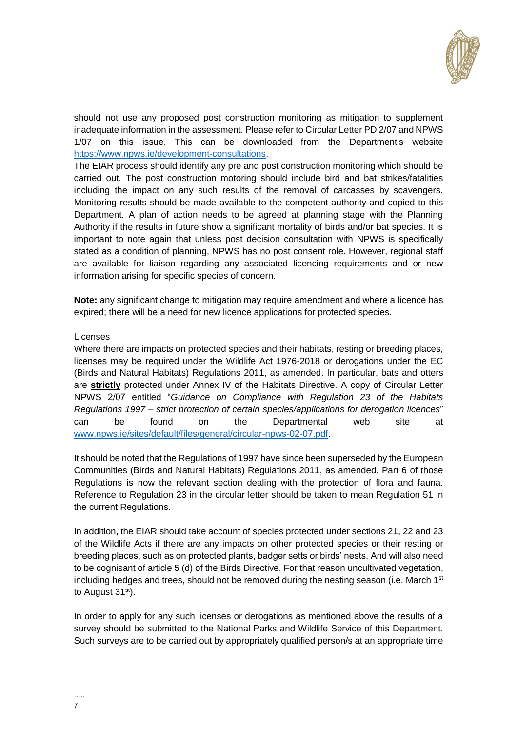should not use any proposed post construction monitoring as mitigation to supplement inadequate information in the assessment. Please refer to Circular Letter PD 2/07 and NPWS 1/07 on this issue. This can be downloaded from the Department's website https://www.npws.ie/development-consultations.

The EIAR process should identify any pre and post construction monitoring which should be carried out. The post construction motoring should include bird and bat strikes/fatalities including the impact on any such results of the removal of carcasses by scavengers. Monitoring results should be made available to the competent authority and copied to this Department. A plan of action needs to be agreed at planning stage with the Planning Authority if the results in future show a significant mortality of birds and/or bat species. It is important to note again that unless post decision consultation with NPWS is specifically stated as a condition of planning, NPWS has no post consent role. However, regional staff are available for liaison regarding any associated licencing requirements and or new information arising for specific species of concern.

**Note:** any significant change to mitigation may require amendment and where a licence has expired; there will be a need for new licence applications for protected species.

Licenses

Where there are impacts on protected species and their habitats, resting or breeding places, licenses may be required under the Wildlife Act 1976-2018 or derogations under the EC (Birds and Natural Habitats) Regulations 2011, as amended. In particular, bats and otters are **strictly** protected under Annex IV of the Habitats Directive. A copy of Circular Letter NPWS 2/07 entitled "*Guidance on Compliance with Regulation 23 of the Habitats Regulations 1997 – strict protection of certain species/applications for derogation licences*" can be found on the Departmental web site at www.npws.ie/sites/default/files/general/circular-npws-02-07.pdf.

It should be noted that the Regulations of 1997 have since been superseded by the European Communities (Birds and Natural Habitats) Regulations 2011, as amended. Part 6 of those Regulations is now the relevant section dealing with the protection of flora and fauna. Reference to Regulation 23 in the circular letter should be taken to mean Regulation 51 in the current Regulations.

In addition, the EIAR should take account of species protected under sections 21, 22 and 23 of the Wildlife Acts if there are any impacts on other protected species or their resting or breeding places, such as on protected plants, badger setts or birds' nests. And will also need to be cognisant of article 5 (d) of the Birds Directive. For that reason uncultivated vegetation, including hedges and trees, should not be removed during the nesting season (i.e. March 1st to August 31st).

In order to apply for any such licenses or derogations as mentioned above the results of a survey should be submitted to the National Parks and Wildlife Service of this Department. Such surveys are to be carried out by appropriately qualified person/s at an appropriate time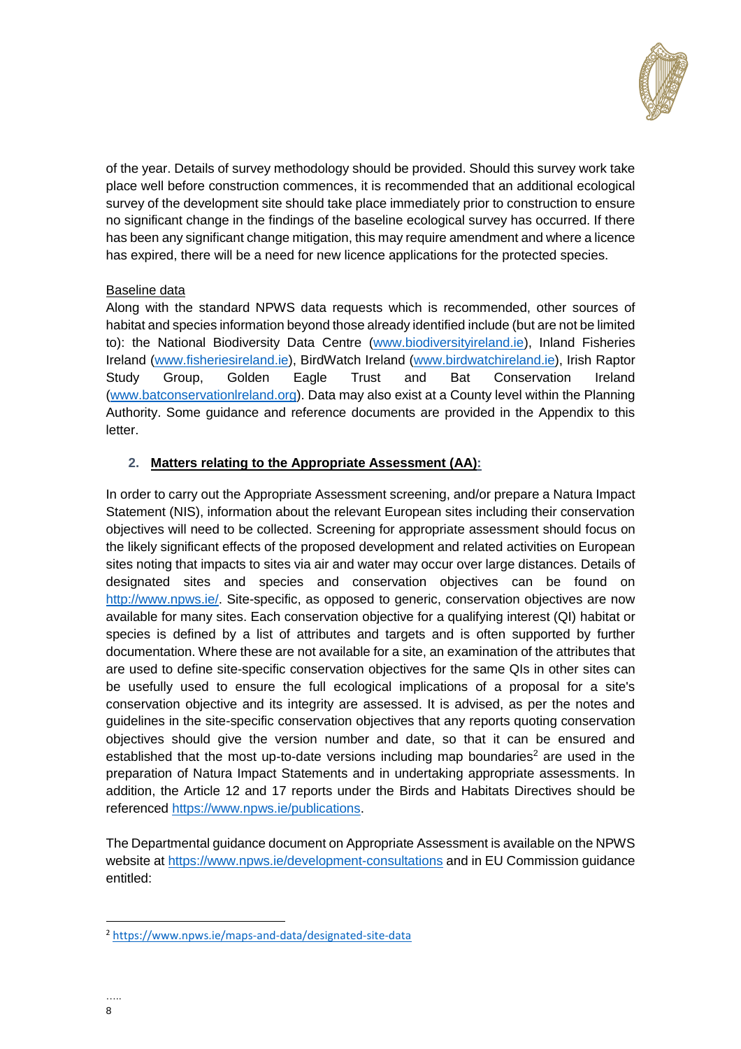of the year. Details of survey methodology should be provided. Should this survey work take place well before construction commences, it is recommended that an additional ecological survey of the development site should take place immediately prior to construction to ensure no significant change in the findings of the baseline ecological survey has occurred. If there has been any significant change mitigation, this may require amendment and where a licence has expired, there will be a need for new licence applications for the protected species.

Baseline data

Along with the standard NPWS data requests which is recommended, other sources of habitat and species information beyond those already identified include (but are not be limited to): the National Biodiversity Data Centre (www.biodiversityireland.ie), Inland Fisheries Ireland (www.fisheriesireland.ie), BirdWatch Ireland (www.birdwatchireland.ie), Irish Raptor Study Group, Golden Eagle Trust and Bat Conservation Ireland (www.batconservationlreland.org). Data may also exist at a County level within the Planning Authority. Some guidance and reference documents are provided in the Appendix to this letter.

## 2. **Matters relating to the Appropriate Assessment (AA):**

In order to carry out the Appropriate Assessment screening, and/or prepare a Natura Impact Statement (NIS), information about the relevant European sites including their conservation objectives will need to be collected. Screening for appropriate assessment should focus on the likely significant effects of the proposed development and related activities on European sites noting that impacts to sites via air and water may occur over large distances. Details of designated sites and species and conservation objectives can be found on http://www.npws.ie/. Site-specific, as opposed to generic, conservation objectives are now available for many sites. Each conservation objective for a qualifying interest (QI) habitat or species is defined by a list of attributes and targets and is often supported by further documentation. Where these are not available for a site, an examination of the attributes that are used to define site-specific conservation objectives for the same QIs in other sites can be usefully used to ensure the full ecological implications of a proposal for a site's conservation objective and its integrity are assessed. It is advised, as per the notes and guidelines in the site-specific conservation objectives that any reports quoting conservation objectives should give the version number and date, so that it can be ensured and established that the most up-to-date versions including map boundaries[2] are used in the preparation of Natura Impact Statements and in undertaking appropriate assessments. In addition, the Article 12 and 17 reports under the Birds and Habitats Directives should be referenced https://www.npws.ie/publications.

The Departmental guidance document on Appropriate Assessment is available on the NPWS website at https://www.npws.ie/development-consultations and in EU Commission guidance entitled:

[2] https://www.npws.ie/maps-and-data/designated-site-data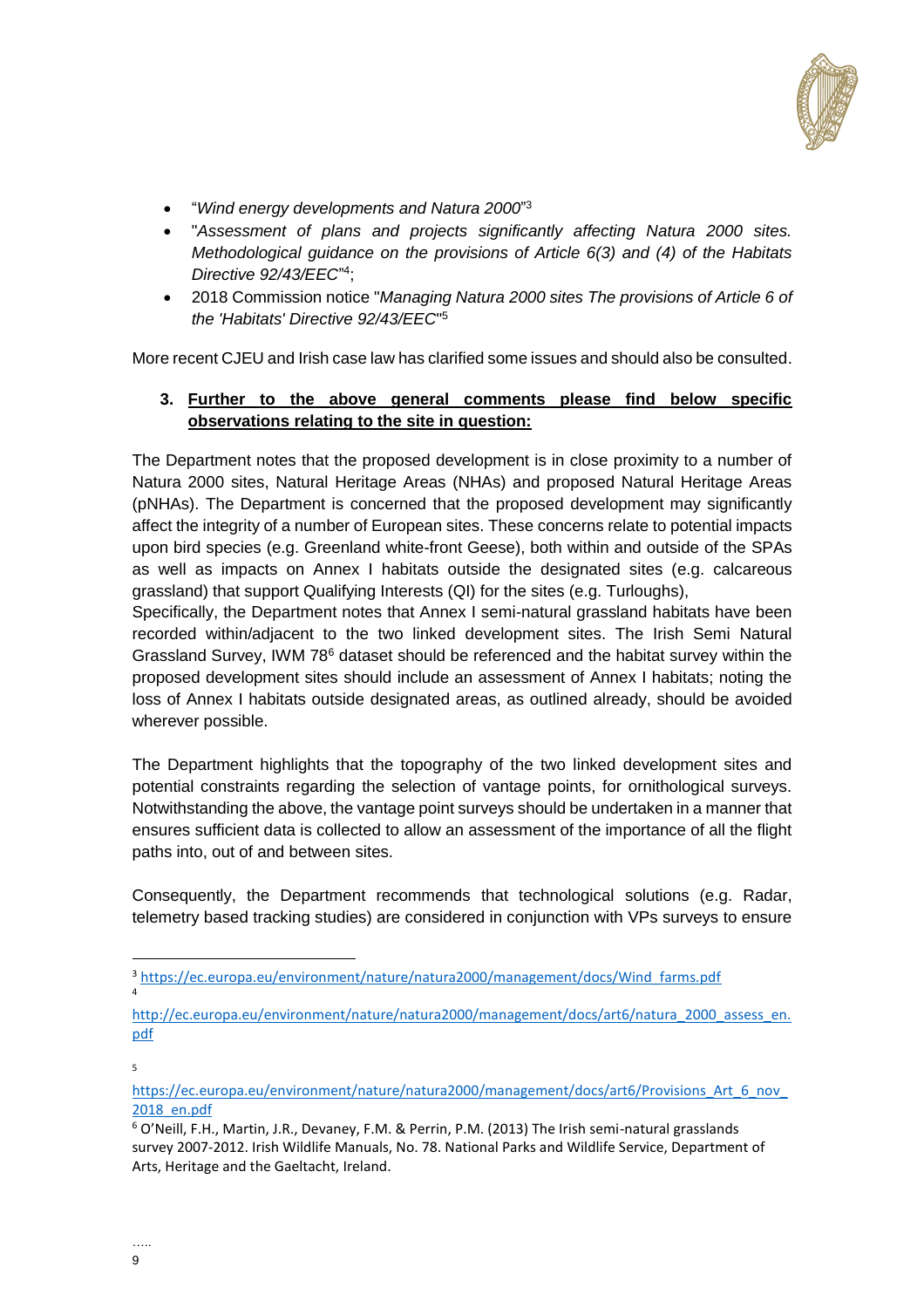- "*Wind energy developments and Natura 2000*"[3]
- "*Assessment of plans and projects significantly affecting Natura 2000 sites. Methodological guidance on the provisions of Article 6(3) and (4) of the Habitats Directive 92/43/EEC*"[4];
- 2018 Commission notice "*Managing Natura 2000 sites The provisions of Article 6 of the 'Habitats' Directive 92/43/EEC*"[5]

More recent CJEU and Irish case law has clarified some issues and should also be consulted.

3. **Further to the above general comments please find below specific observations relating to the site in question:**

The Department notes that the proposed development is in close proximity to a number of Natura 2000 sites, Natural Heritage Areas (NHAs) and proposed Natural Heritage Areas (pNHAs). The Department is concerned that the proposed development may significantly affect the integrity of a number of European sites. These concerns relate to potential impacts upon bird species (e.g. Greenland white-front Geese), both within and outside of the SPAs as well as impacts on Annex I habitats outside the designated sites (e.g. calcareous grassland) that support Qualifying Interests (QI) for the sites (e.g. Turloughs),
Specifically, the Department notes that Annex I semi-natural grassland habitats have been recorded within/adjacent to the two linked development sites. The Irish Semi Natural Grassland Survey, IWM 78[6] dataset should be referenced and the habitat survey within the proposed development sites should include an assessment of Annex I habitats; noting the loss of Annex I habitats outside designated areas, as outlined already, should be avoided wherever possible.

The Department highlights that the topography of the two linked development sites and potential constraints regarding the selection of vantage points, for ornithological surveys. Notwithstanding the above, the vantage point surveys should be undertaken in a manner that ensures sufficient data is collected to allow an assessment of the importance of all the flight paths into, out of and between sites.

Consequently, the Department recommends that technological solutions (e.g. Radar, telemetry based tracking studies) are considered in conjunction with VPs surveys to ensure

---

[3] https://ec.europa.eu/environment/nature/natura2000/management/docs/Wind_farms.pdf

[4] http://ec.europa.eu/environment/nature/natura2000/management/docs/art6/natura_2000_assess_en.pdf

[5] https://ec.europa.eu/environment/nature/natura2000/management/docs/art6/Provisions_Art_6_nov_2018_en.pdf

[6] O'Neill, F.H., Martin, J.R., Devaney, F.M. & Perrin, P.M. (2013) The Irish semi-natural grasslands survey 2007-2012. Irish Wildlife Manuals, No. 78. National Parks and Wildlife Service, Department of Arts, Heritage and the Gaeltacht, Ireland.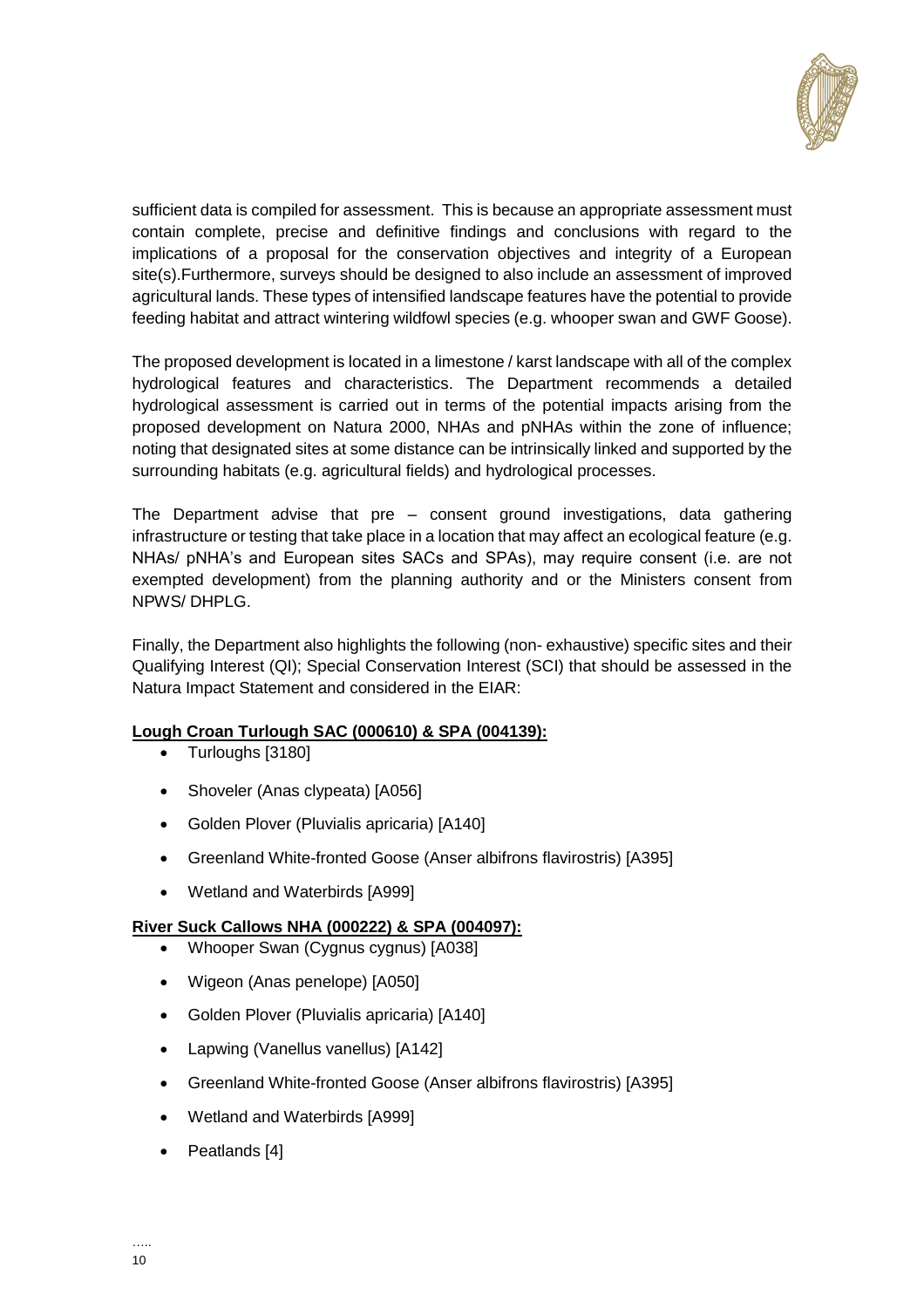sufficient data is compiled for assessment. This is because an appropriate assessment must contain complete, precise and definitive findings and conclusions with regard to the implications of a proposal for the conservation objectives and integrity of a European site(s).Furthermore, surveys should be designed to also include an assessment of improved agricultural lands. These types of intensified landscape features have the potential to provide feeding habitat and attract wintering wildfowl species (e.g. whooper swan and GWF Goose).

The proposed development is located in a limestone / karst landscape with all of the complex hydrological features and characteristics. The Department recommends a detailed hydrological assessment is carried out in terms of the potential impacts arising from the proposed development on Natura 2000, NHAs and pNHAs within the zone of influence; noting that designated sites at some distance can be intrinsically linked and supported by the surrounding habitats (e.g. agricultural fields) and hydrological processes.

The Department advise that pre – consent ground investigations, data gathering infrastructure or testing that take place in a location that may affect an ecological feature (e.g. NHAs/ pNHA's and European sites SACs and SPAs), may require consent (i.e. are not exempted development) from the planning authority and or the Ministers consent from NPWS/ DHPLG.

Finally, the Department also highlights the following (non- exhaustive) specific sites and their Qualifying Interest (QI); Special Conservation Interest (SCI) that should be assessed in the Natura Impact Statement and considered in the EIAR:

**Lough Croan Turlough SAC (000610) & SPA (004139):**

- Turloughs [3180]
- Shoveler (Anas clypeata) [A056]
- Golden Plover (Pluvialis apricaria) [A140]
- Greenland White-fronted Goose (Anser albifrons flavirostris) [A395]
- Wetland and Waterbirds [A999]

**River Suck Callows NHA (000222) & SPA (004097):**

- Whooper Swan (Cygnus cygnus) [A038]
- Wigeon (Anas penelope) [A050]
- Golden Plover (Pluvialis apricaria) [A140]
- Lapwing (Vanellus vanellus) [A142]
- Greenland White-fronted Goose (Anser albifrons flavirostris) [A395]
- Wetland and Waterbirds [A999]
- Peatlands [4]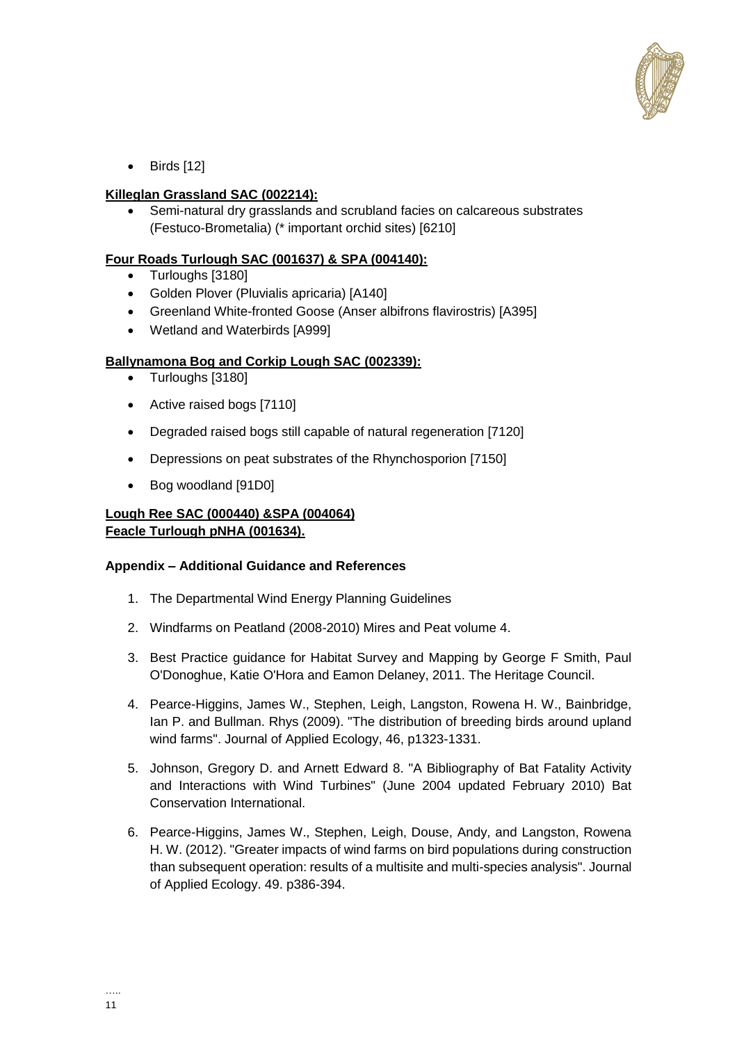- Birds [12]

**Killeglan Grassland SAC (002214):**

- Semi-natural dry grasslands and scrubland facies on calcareous substrates (Festuco-Brometalia) (* important orchid sites) [6210]

**Four Roads Turlough SAC (001637) & SPA (004140):**

- Turloughs [3180]
- Golden Plover (Pluvialis apricaria) [A140]
- Greenland White-fronted Goose (Anser albifrons flavirostris) [A395]
- Wetland and Waterbirds [A999]

**Ballynamona Bog and Corkip Lough SAC (002339):**

- Turloughs [3180]
- Active raised bogs [7110]
- Degraded raised bogs still capable of natural regeneration [7120]
- Depressions on peat substrates of the Rhynchosporion [7150]
- Bog woodland [91D0]

**Lough Ree SAC (000440) &SPA (004064)**
**Feacle Turlough pNHA (001634).**

**Appendix – Additional Guidance and References**

1. The Departmental Wind Energy Planning Guidelines
2. Windfarms on Peatland (2008-2010) Mires and Peat volume 4.
3. Best Practice guidance for Habitat Survey and Mapping by George F Smith, Paul O'Donoghue, Katie O'Hora and Eamon Delaney, 2011. The Heritage Council.
4. Pearce-Higgins, James W., Stephen, Leigh, Langston, Rowena H. W., Bainbridge, Ian P. and Bullman. Rhys (2009). "The distribution of breeding birds around upland wind farms". Journal of Applied Ecology, 46, p1323-1331.
5. Johnson, Gregory D. and Arnett Edward 8. "A Bibliography of Bat Fatality Activity and Interactions with Wind Turbines" (June 2004 updated February 2010) Bat Conservation International.
6. Pearce-Higgins, James W., Stephen, Leigh, Douse, Andy, and Langston, Rowena H. W. (2012). "Greater impacts of wind farms on bird populations during construction than subsequent operation: results of a multisite and multi-species analysis". Journal of Applied Ecology. 49. p386-394.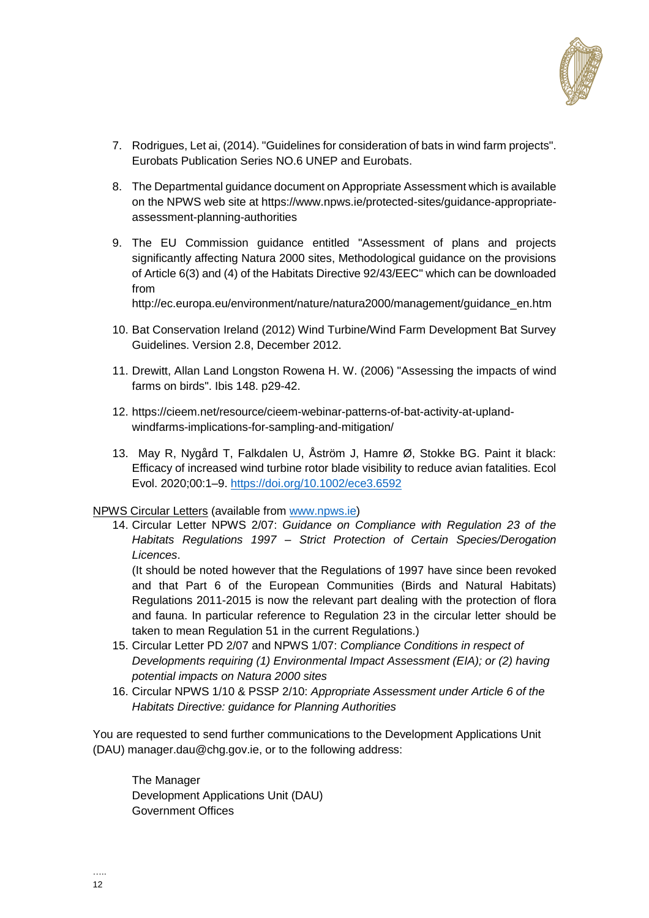7. Rodrigues, Let ai, (2014). "Guidelines for consideration of bats in wind farm projects". Eurobats Publication Series NO.6 UNEP and Eurobats.

8. The Departmental guidance document on Appropriate Assessment which is available on the NPWS web site at https://www.npws.ie/protected-sites/guidance-appropriate-assessment-planning-authorities

9. The EU Commission guidance entitled "Assessment of plans and projects significantly affecting Natura 2000 sites, Methodological guidance on the provisions of Article 6(3) and (4) of the Habitats Directive 92/43/EEC" which can be downloaded from http://ec.europa.eu/environment/nature/natura2000/management/guidance_en.htm

10. Bat Conservation Ireland (2012) Wind Turbine/Wind Farm Development Bat Survey Guidelines. Version 2.8, December 2012.

11. Drewitt, Allan Land Longston Rowena H. W. (2006) "Assessing the impacts of wind farms on birds". Ibis 148. p29-42.

12. https://cieem.net/resource/cieem-webinar-patterns-of-bat-activity-at-upland-windfarms-implications-for-sampling-and-mitigation/

13. May R, Nygård T, Falkdalen U, Åström J, Hamre Ø, Stokke BG. Paint it black: Efficacy of increased wind turbine rotor blade visibility to reduce avian fatalities. Ecol Evol. 2020;00:1–9. https://doi.org/10.1002/ece3.6592

NPWS Circular Letters (available from www.npws.ie)

14. Circular Letter NPWS 2/07: *Guidance on Compliance with Regulation 23 of the Habitats Regulations 1997 – Strict Protection of Certain Species/Derogation Licences*.
    (It should be noted however that the Regulations of 1997 have since been revoked and that Part 6 of the European Communities (Birds and Natural Habitats) Regulations 2011-2015 is now the relevant part dealing with the protection of flora and fauna. In particular reference to Regulation 23 in the circular letter should be taken to mean Regulation 51 in the current Regulations.)
15. Circular Letter PD 2/07 and NPWS 1/07: *Compliance Conditions in respect of Developments requiring (1) Environmental Impact Assessment (EIA); or (2) having potential impacts on Natura 2000 sites*
16. Circular NPWS 1/10 & PSSP 2/10: *Appropriate Assessment under Article 6 of the Habitats Directive: guidance for Planning Authorities*

You are requested to send further communications to the Development Applications Unit (DAU) manager.dau@chg.gov.ie, or to the following address:

The Manager
Development Applications Unit (DAU)
Government Offices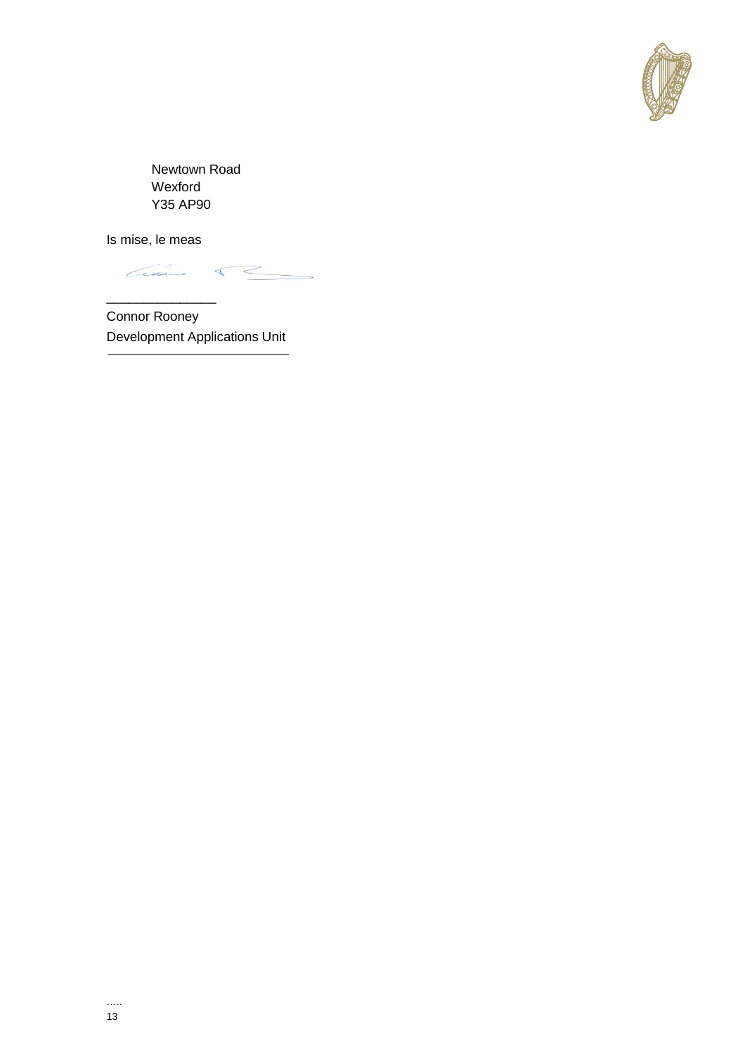Newtown Road
Wexford
Y35 AP90

Is mise, le meas

\_\_\_\_\_\_\_\_\_\_\_\_\_\_\_

Connor Rooney
Development Applications Unit

…..